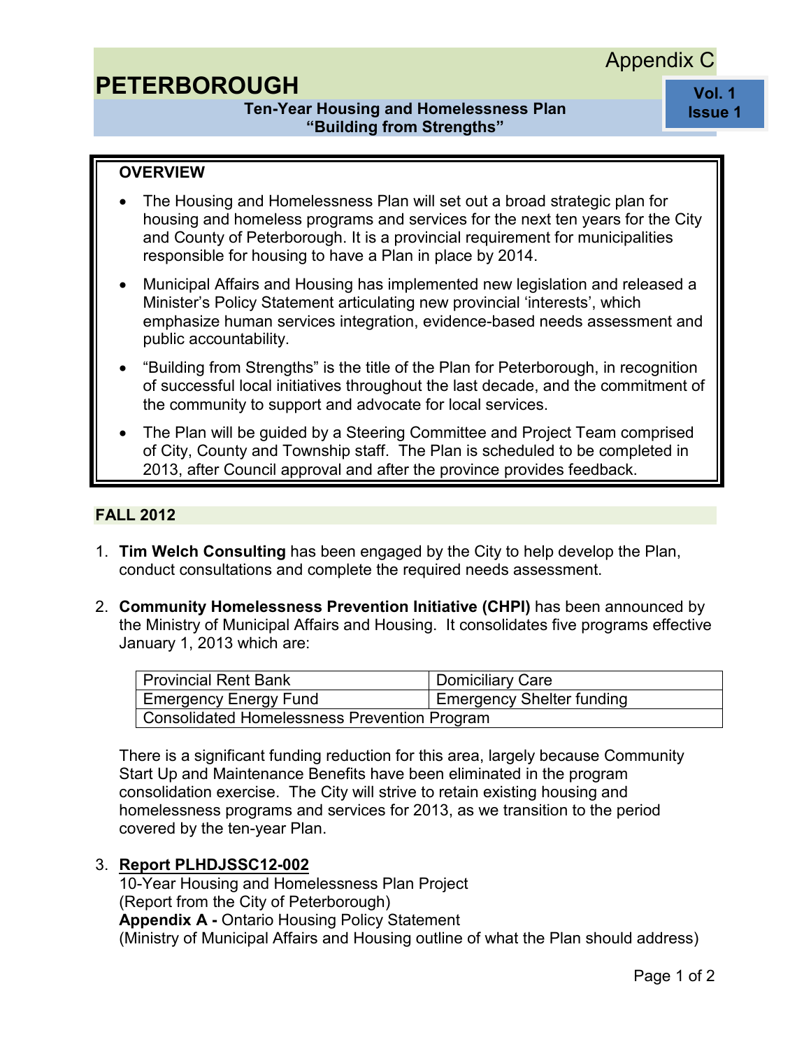Appendix C

# PETERBOROUGH

**Ten-Year Housing and Homelessness Plan**
**"Building from Strengths"**

**Vol. 1**
**Issue 1**

## OVERVIEW

- The Housing and Homelessness Plan will set out a broad strategic plan for housing and homeless programs and services for the next ten years for the City and County of Peterborough. It is a provincial requirement for municipalities responsible for housing to have a Plan in place by 2014.
- Municipal Affairs and Housing has implemented new legislation and released a Minister's Policy Statement articulating new provincial 'interests', which emphasize human services integration, evidence-based needs assessment and public accountability.
- "Building from Strengths" is the title of the Plan for Peterborough, in recognition of successful local initiatives throughout the last decade, and the commitment of the community to support and advocate for local services.
- The Plan will be guided by a Steering Committee and Project Team comprised of City, County and Township staff. The Plan is scheduled to be completed in 2013, after Council approval and after the province provides feedback.

## FALL 2012

1. **Tim Welch Consulting** has been engaged by the City to help develop the Plan, conduct consultations and complete the required needs assessment.

2. **Community Homelessness Prevention Initiative (CHPI)** has been announced by the Ministry of Municipal Affairs and Housing. It consolidates five programs effective January 1, 2013 which are:

| Provincial Rent Bank | Domiciliary Care |
|---|---|
| Emergency Energy Fund | Emergency Shelter funding |
| Consolidated Homelessness Prevention Program | |

   There is a significant funding reduction for this area, largely because Community Start Up and Maintenance Benefits have been eliminated in the program consolidation exercise. The City will strive to retain existing housing and homelessness programs and services for 2013, as we transition to the period covered by the ten-year Plan.

3. **Report PLHDJSSC12-002**
   10-Year Housing and Homelessness Plan Project
   (Report from the City of Peterborough)
   **Appendix A -** Ontario Housing Policy Statement
   (Ministry of Municipal Affairs and Housing outline of what the Plan should address)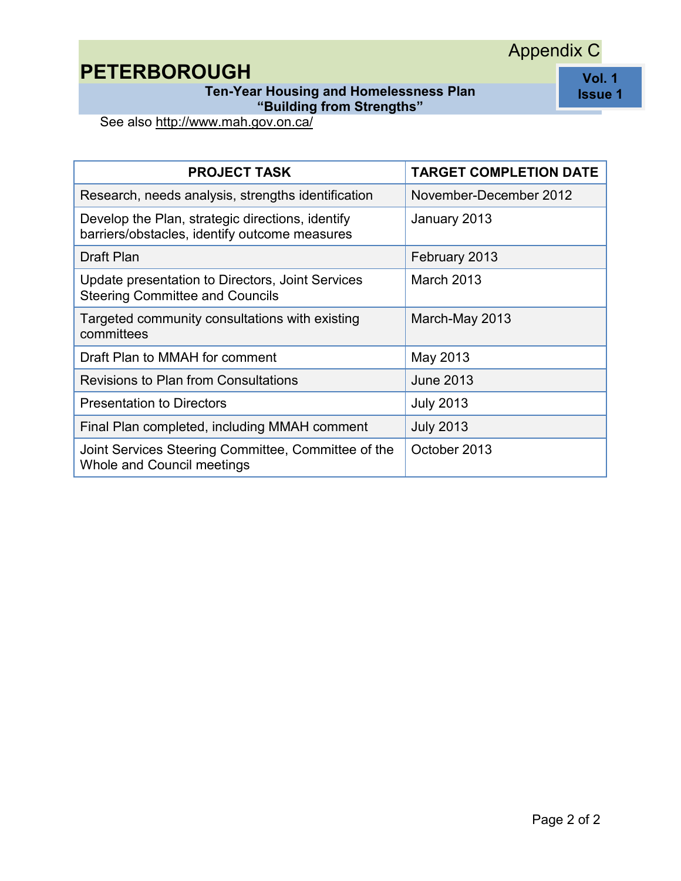Appendix C

# PETERBOROUGH

**Ten-Year Housing and Homelessness Plan**
**"Building from Strengths"**

See also http://www.mah.gov.on.ca/

| PROJECT TASK | TARGET COMPLETION DATE |
|---|---|
| Research, needs analysis, strengths identification | November-December 2012 |
| Develop the Plan, strategic directions, identify barriers/obstacles, identify outcome measures | January 2013 |
| Draft Plan | February 2013 |
| Update presentation to Directors, Joint Services Steering Committee and Councils | March 2013 |
| Targeted community consultations with existing committees | March-May 2013 |
| Draft Plan to MMAH for comment | May 2013 |
| Revisions to Plan from Consultations | June 2013 |
| Presentation to Directors | July 2013 |
| Final Plan completed, including MMAH comment | July 2013 |
| Joint Services Steering Committee, Committee of the Whole and Council meetings | October 2013 |